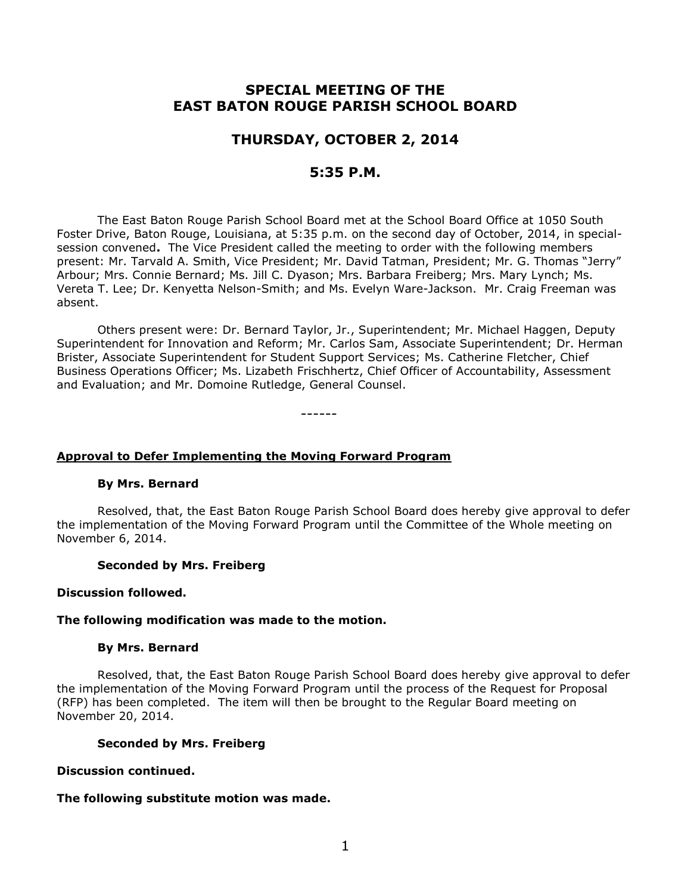# SPECIAL MEETING OF THE EAST BATON ROUGE PARISH SCHOOL BOARD

## THURSDAY, OCTOBER 2, 2014

## 5:35 P.M.

The East Baton Rouge Parish School Board met at the School Board Office at 1050 South Foster Drive, Baton Rouge, Louisiana, at 5:35 p.m. on the second day of October, 2014, in special-session convened**.** The Vice President called the meeting to order with the following members present: Mr. Tarvald A. Smith, Vice President; Mr. David Tatman, President; Mr. G. Thomas "Jerry" Arbour; Mrs. Connie Bernard; Ms. Jill C. Dyason; Mrs. Barbara Freiberg; Mrs. Mary Lynch; Ms. Vereta T. Lee; Dr. Kenyetta Nelson-Smith; and Ms. Evelyn Ware-Jackson. Mr. Craig Freeman was absent.

Others present were: Dr. Bernard Taylor, Jr., Superintendent; Mr. Michael Haggen, Deputy Superintendent for Innovation and Reform; Mr. Carlos Sam, Associate Superintendent; Dr. Herman Brister, Associate Superintendent for Student Support Services; Ms. Catherine Fletcher, Chief Business Operations Officer; Ms. Lizabeth Frischhertz, Chief Officer of Accountability, Assessment and Evaluation; and Mr. Domoine Rutledge, General Counsel.

------

**Approval to Defer Implementing the Moving Forward Program**

**By Mrs. Bernard**

Resolved, that, the East Baton Rouge Parish School Board does hereby give approval to defer the implementation of the Moving Forward Program until the Committee of the Whole meeting on November 6, 2014.

**Seconded by Mrs. Freiberg**

**Discussion followed.**

**The following modification was made to the motion.**

**By Mrs. Bernard**

Resolved, that, the East Baton Rouge Parish School Board does hereby give approval to defer the implementation of the Moving Forward Program until the process of the Request for Proposal (RFP) has been completed. The item will then be brought to the Regular Board meeting on November 20, 2014.

**Seconded by Mrs. Freiberg**

**Discussion continued.**

**The following substitute motion was made.**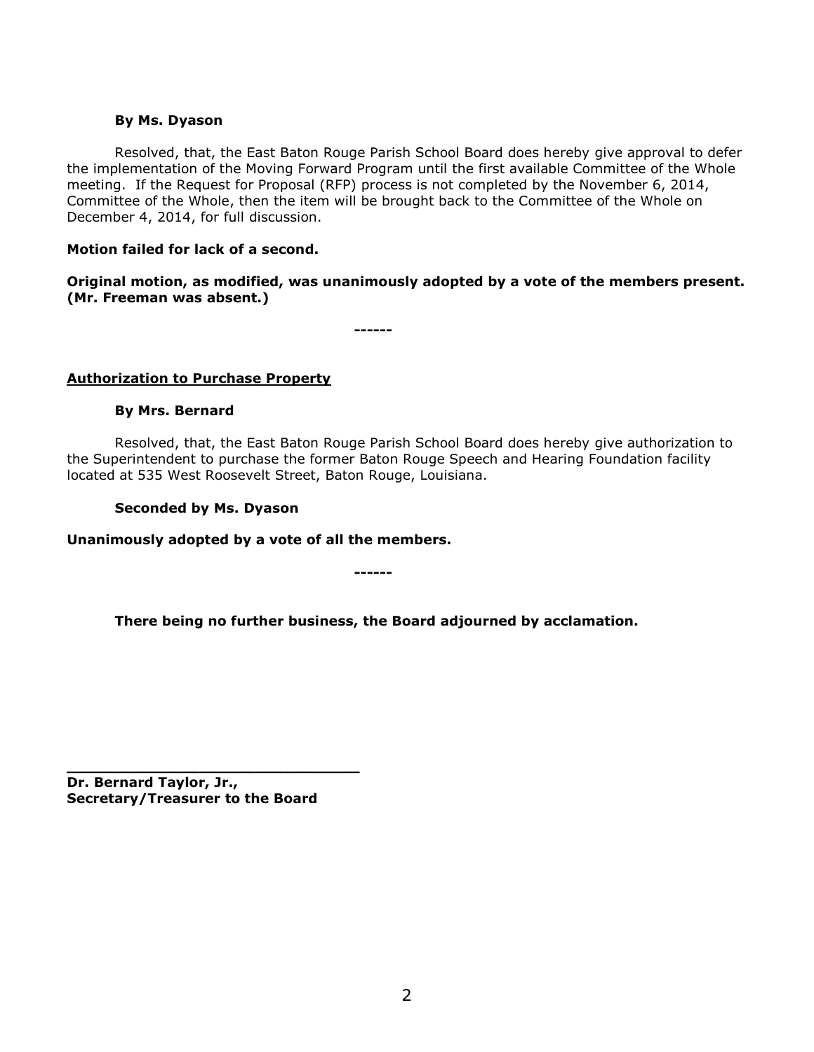**By Ms. Dyason**

Resolved, that, the East Baton Rouge Parish School Board does hereby give approval to defer the implementation of the Moving Forward Program until the first available Committee of the Whole meeting. If the Request for Proposal (RFP) process is not completed by the November 6, 2014, Committee of the Whole, then the item will be brought back to the Committee of the Whole on December 4, 2014, for full discussion.

**Motion failed for lack of a second.**

**Original motion, as modified, was unanimously adopted by a vote of the members present. (Mr. Freeman was absent.)**

**------**

<u>**Authorization to Purchase Property**</u>

**By Mrs. Bernard**

Resolved, that, the East Baton Rouge Parish School Board does hereby give authorization to the Superintendent to purchase the former Baton Rouge Speech and Hearing Foundation facility located at 535 West Roosevelt Street, Baton Rouge, Louisiana.

**Seconded by Ms. Dyason**

**Unanimously adopted by a vote of all the members.**

**------**

**There being no further business, the Board adjourned by acclamation.**

\_\_\_\_\_\_\_\_\_\_\_\_\_\_\_\_\_\_\_\_\_\_\_\_\_\_\_\_\_\_\_\_

**Dr. Bernard Taylor, Jr.,**
**Secretary/Treasurer to the Board**